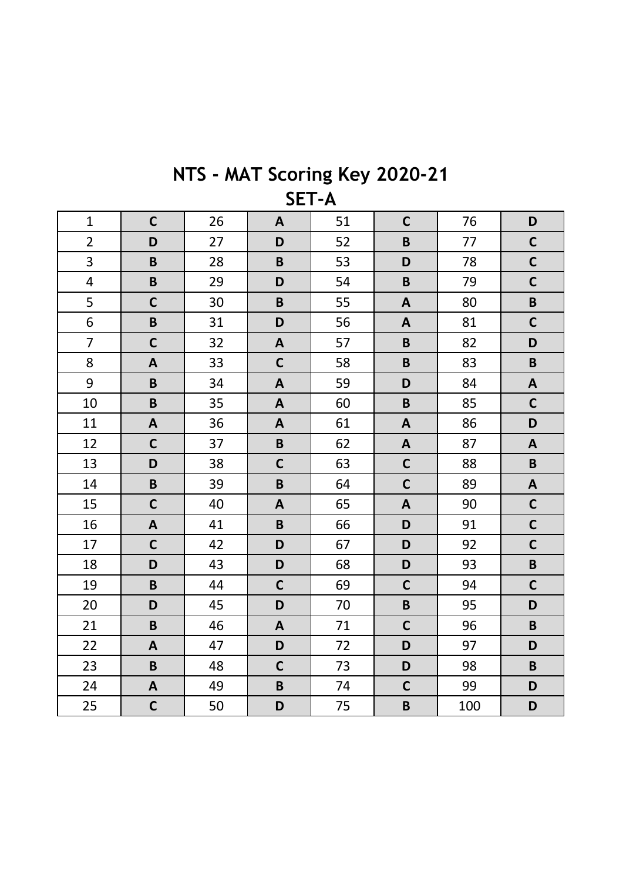# NTS - MAT Scoring Key 2020-21

## SET-A

| | | | | | | | |
|---|---|---|---|---|---|---|---|
| 1 | **C** | 26 | **A** | 51 | **C** | 76 | **D** |
| 2 | **D** | 27 | **D** | 52 | **B** | 77 | **C** |
| 3 | **B** | 28 | **B** | 53 | **D** | 78 | **C** |
| 4 | **B** | 29 | **D** | 54 | **B** | 79 | **C** |
| 5 | **C** | 30 | **B** | 55 | **A** | 80 | **B** |
| 6 | **B** | 31 | **D** | 56 | **A** | 81 | **C** |
| 7 | **C** | 32 | **A** | 57 | **B** | 82 | **D** |
| 8 | **A** | 33 | **C** | 58 | **B** | 83 | **B** |
| 9 | **B** | 34 | **A** | 59 | **D** | 84 | **A** |
| 10 | **B** | 35 | **A** | 60 | **B** | 85 | **C** |
| 11 | **A** | 36 | **A** | 61 | **A** | 86 | **D** |
| 12 | **C** | 37 | **B** | 62 | **A** | 87 | **A** |
| 13 | **D** | 38 | **C** | 63 | **C** | 88 | **B** |
| 14 | **B** | 39 | **B** | 64 | **C** | 89 | **A** |
| 15 | **C** | 40 | **A** | 65 | **A** | 90 | **C** |
| 16 | **A** | 41 | **B** | 66 | **D** | 91 | **C** |
| 17 | **C** | 42 | **D** | 67 | **D** | 92 | **C** |
| 18 | **D** | 43 | **D** | 68 | **D** | 93 | **B** |
| 19 | **B** | 44 | **C** | 69 | **C** | 94 | **C** |
| 20 | **D** | 45 | **D** | 70 | **B** | 95 | **D** |
| 21 | **B** | 46 | **A** | 71 | **C** | 96 | **B** |
| 22 | **A** | 47 | **D** | 72 | **D** | 97 | **D** |
| 23 | **B** | 48 | **C** | 73 | **D** | 98 | **B** |
| 24 | **A** | 49 | **B** | 74 | **C** | 99 | **D** |
| 25 | **C** | 50 | **D** | 75 | **B** | 100 | **D** |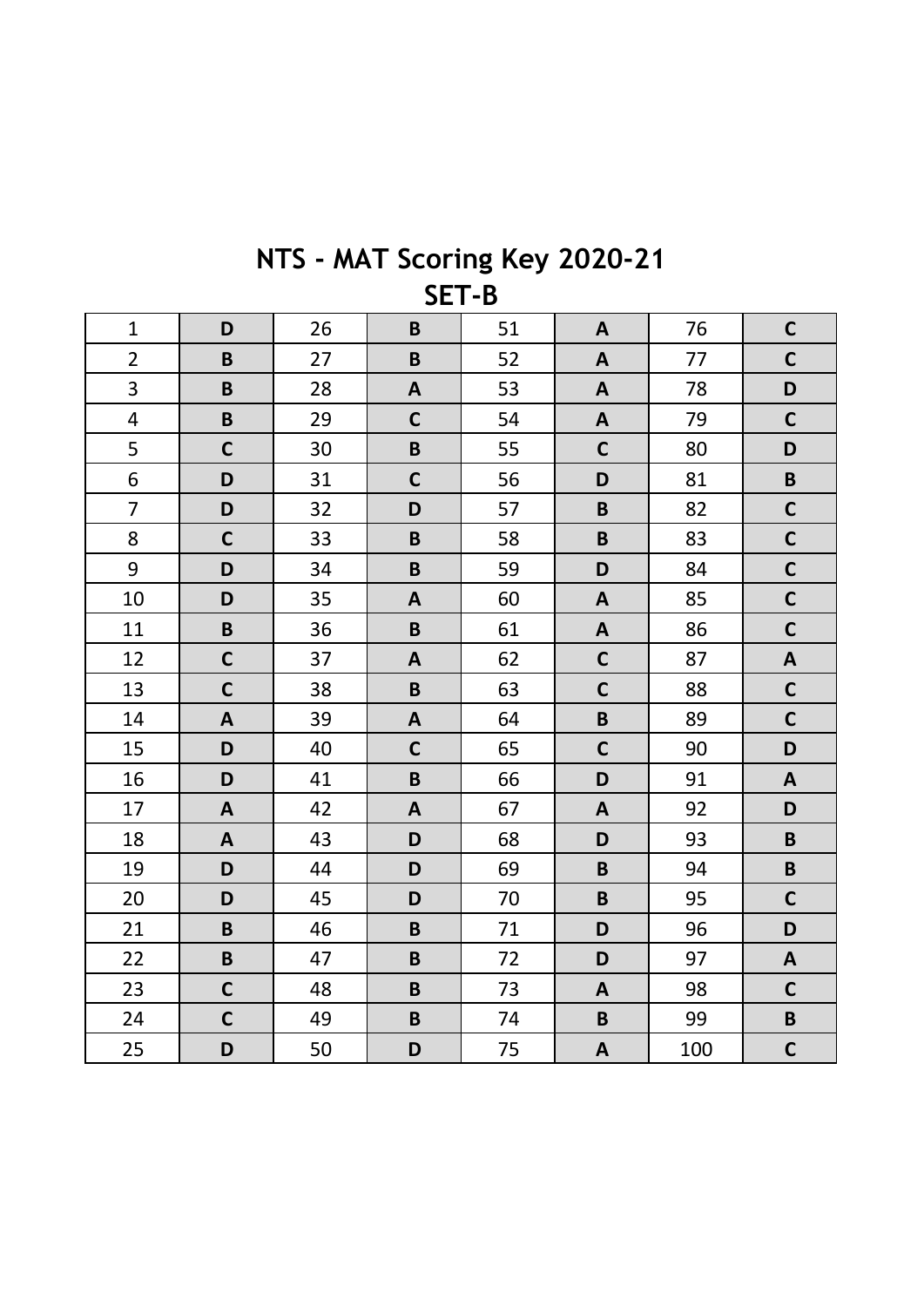# NTS - MAT Scoring Key 2020-21

## SET-B

| | | | | | | | |
|---|---|---|---|---|---|---|---|
| 1 | **D** | 26 | **B** | 51 | **A** | 76 | **C** |
| 2 | **B** | 27 | **B** | 52 | **A** | 77 | **C** |
| 3 | **B** | 28 | **A** | 53 | **A** | 78 | **D** |
| 4 | **B** | 29 | **C** | 54 | **A** | 79 | **C** |
| 5 | **C** | 30 | **B** | 55 | **C** | 80 | **D** |
| 6 | **D** | 31 | **C** | 56 | **D** | 81 | **B** |
| 7 | **D** | 32 | **D** | 57 | **B** | 82 | **C** |
| 8 | **C** | 33 | **B** | 58 | **B** | 83 | **C** |
| 9 | **D** | 34 | **B** | 59 | **D** | 84 | **C** |
| 10 | **D** | 35 | **A** | 60 | **A** | 85 | **C** |
| 11 | **B** | 36 | **B** | 61 | **A** | 86 | **C** |
| 12 | **C** | 37 | **A** | 62 | **C** | 87 | **A** |
| 13 | **C** | 38 | **B** | 63 | **C** | 88 | **C** |
| 14 | **A** | 39 | **A** | 64 | **B** | 89 | **C** |
| 15 | **D** | 40 | **C** | 65 | **C** | 90 | **D** |
| 16 | **D** | 41 | **B** | 66 | **D** | 91 | **A** |
| 17 | **A** | 42 | **A** | 67 | **A** | 92 | **D** |
| 18 | **A** | 43 | **D** | 68 | **D** | 93 | **B** |
| 19 | **D** | 44 | **D** | 69 | **B** | 94 | **B** |
| 20 | **D** | 45 | **D** | 70 | **B** | 95 | **C** |
| 21 | **B** | 46 | **B** | 71 | **D** | 96 | **D** |
| 22 | **B** | 47 | **B** | 72 | **D** | 97 | **A** |
| 23 | **C** | 48 | **B** | 73 | **A** | 98 | **C** |
| 24 | **C** | 49 | **B** | 74 | **B** | 99 | **B** |
| 25 | **D** | 50 | **D** | 75 | **A** | 100 | **C** |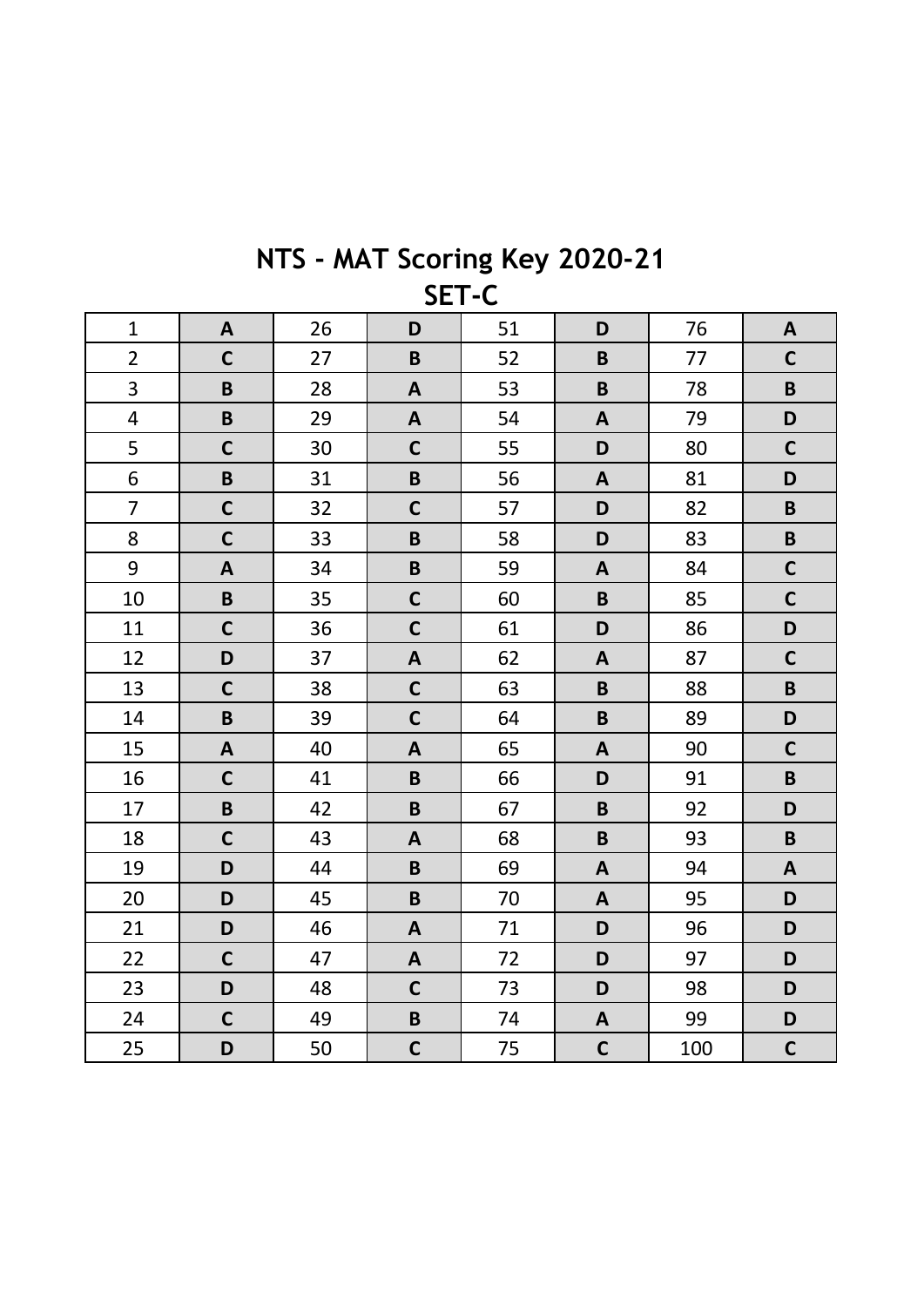# NTS - MAT Scoring Key 2020-21
## SET-C

| | | | | | | | |
|---|---|---|---|---|---|---|---|
| 1 | **A** | 26 | **D** | 51 | **D** | 76 | **A** |
| 2 | **C** | 27 | **B** | 52 | **B** | 77 | **C** |
| 3 | **B** | 28 | **A** | 53 | **B** | 78 | **B** |
| 4 | **B** | 29 | **A** | 54 | **A** | 79 | **D** |
| 5 | **C** | 30 | **C** | 55 | **D** | 80 | **C** |
| 6 | **B** | 31 | **B** | 56 | **A** | 81 | **D** |
| 7 | **C** | 32 | **C** | 57 | **D** | 82 | **B** |
| 8 | **C** | 33 | **B** | 58 | **D** | 83 | **B** |
| 9 | **A** | 34 | **B** | 59 | **A** | 84 | **C** |
| 10 | **B** | 35 | **C** | 60 | **B** | 85 | **C** |
| 11 | **C** | 36 | **C** | 61 | **D** | 86 | **D** |
| 12 | **D** | 37 | **A** | 62 | **A** | 87 | **C** |
| 13 | **C** | 38 | **C** | 63 | **B** | 88 | **B** |
| 14 | **B** | 39 | **C** | 64 | **B** | 89 | **D** |
| 15 | **A** | 40 | **A** | 65 | **A** | 90 | **C** |
| 16 | **C** | 41 | **B** | 66 | **D** | 91 | **B** |
| 17 | **B** | 42 | **B** | 67 | **B** | 92 | **D** |
| 18 | **C** | 43 | **A** | 68 | **B** | 93 | **B** |
| 19 | **D** | 44 | **B** | 69 | **A** | 94 | **A** |
| 20 | **D** | 45 | **B** | 70 | **A** | 95 | **D** |
| 21 | **D** | 46 | **A** | 71 | **D** | 96 | **D** |
| 22 | **C** | 47 | **A** | 72 | **D** | 97 | **D** |
| 23 | **D** | 48 | **C** | 73 | **D** | 98 | **D** |
| 24 | **C** | 49 | **B** | 74 | **A** | 99 | **D** |
| 25 | **D** | 50 | **C** | 75 | **C** | 100 | **C** |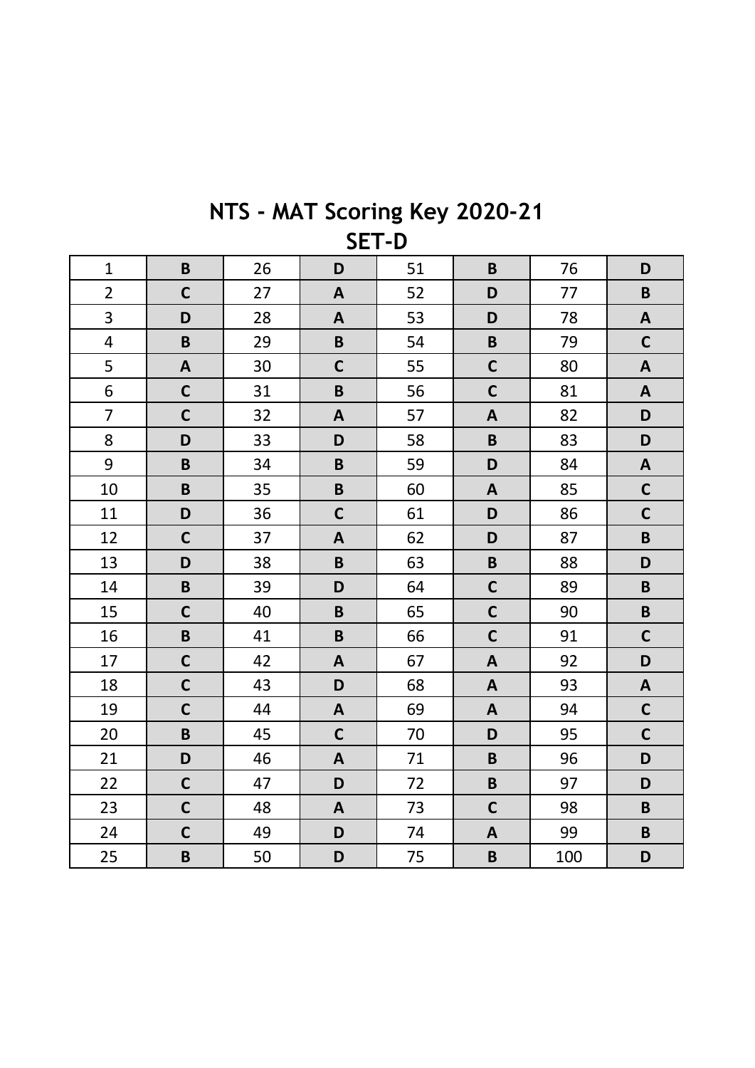# NTS - MAT Scoring Key 2020-21
## SET-D

| | | | | | | | |
|---|---|---|---|---|---|---|---|
| 1 | **B** | 26 | **D** | 51 | **B** | 76 | **D** |
| 2 | **C** | 27 | **A** | 52 | **D** | 77 | **B** |
| 3 | **D** | 28 | **A** | 53 | **D** | 78 | **A** |
| 4 | **B** | 29 | **B** | 54 | **B** | 79 | **C** |
| 5 | **A** | 30 | **C** | 55 | **C** | 80 | **A** |
| 6 | **C** | 31 | **B** | 56 | **C** | 81 | **A** |
| 7 | **C** | 32 | **A** | 57 | **A** | 82 | **D** |
| 8 | **D** | 33 | **D** | 58 | **B** | 83 | **D** |
| 9 | **B** | 34 | **B** | 59 | **D** | 84 | **A** |
| 10 | **B** | 35 | **B** | 60 | **A** | 85 | **C** |
| 11 | **D** | 36 | **C** | 61 | **D** | 86 | **C** |
| 12 | **C** | 37 | **A** | 62 | **D** | 87 | **B** |
| 13 | **D** | 38 | **B** | 63 | **B** | 88 | **D** |
| 14 | **B** | 39 | **D** | 64 | **C** | 89 | **B** |
| 15 | **C** | 40 | **B** | 65 | **C** | 90 | **B** |
| 16 | **B** | 41 | **B** | 66 | **C** | 91 | **C** |
| 17 | **C** | 42 | **A** | 67 | **A** | 92 | **D** |
| 18 | **C** | 43 | **D** | 68 | **A** | 93 | **A** |
| 19 | **C** | 44 | **A** | 69 | **A** | 94 | **C** |
| 20 | **B** | 45 | **C** | 70 | **D** | 95 | **C** |
| 21 | **D** | 46 | **A** | 71 | **B** | 96 | **D** |
| 22 | **C** | 47 | **D** | 72 | **B** | 97 | **D** |
| 23 | **C** | 48 | **A** | 73 | **C** | 98 | **B** |
| 24 | **C** | 49 | **D** | 74 | **A** | 99 | **B** |
| 25 | **B** | 50 | **D** | 75 | **B** | 100 | **D** |